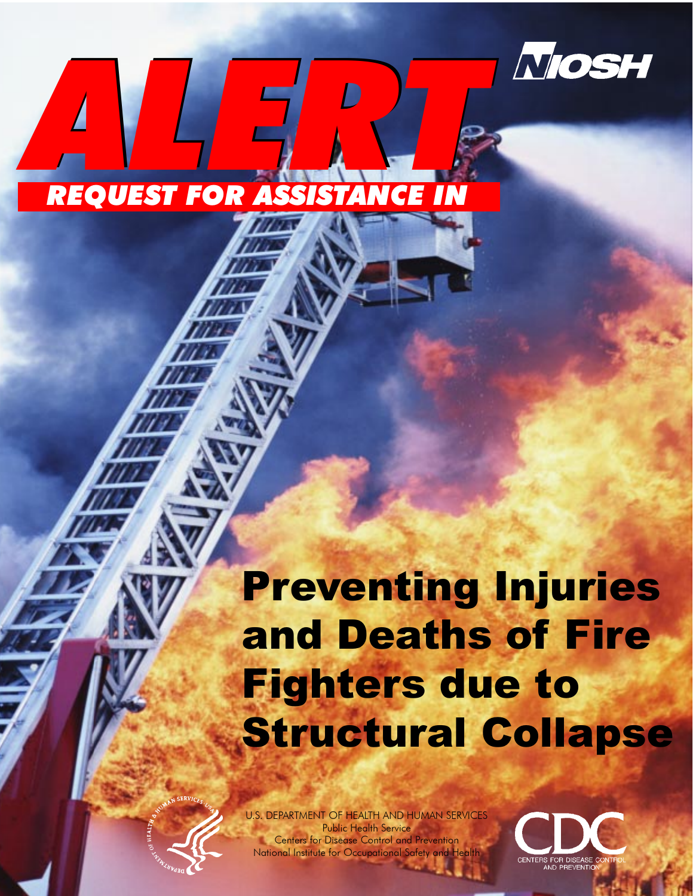# ALERT

NIOSH

## REQUEST FOR ASSISTANCE IN

# Preventing Injuries and Deaths of Fire Fighters due to Structural Collapse

U.S. DEPARTMENT OF HEALTH AND HUMAN SERVICES
Public Health Service
Centers for Disease Control and Prevention
National Institute for Occupational Safety and Health

CDC
CENTERS FOR DISEASE CONTROL AND PREVENTION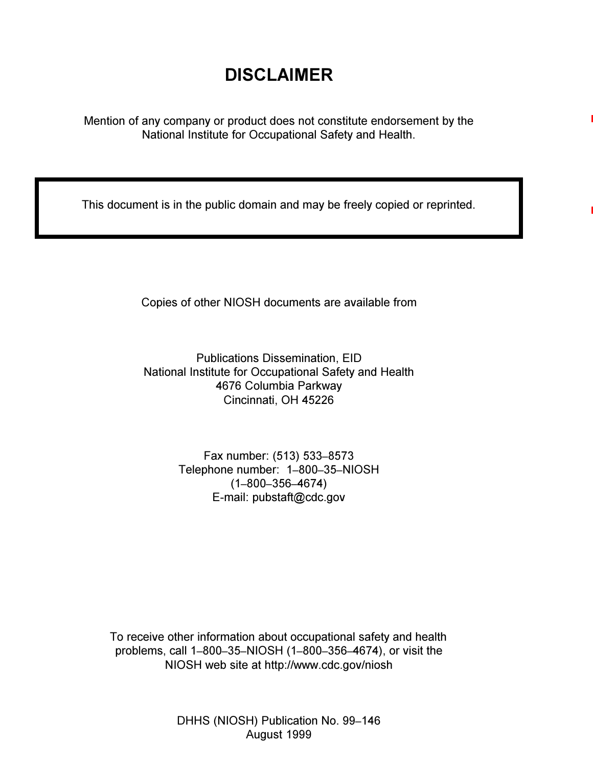# DISCLAIMER

Mention of any company or product does not constitute endorsement by the National Institute for Occupational Safety and Health.

This document is in the public domain and may be freely copied or reprinted.

Copies of other NIOSH documents are available from

Publications Dissemination, EID
National Institute for Occupational Safety and Health
4676 Columbia Parkway
Cincinnati, OH 45226

Fax number: (513) 533–8573
Telephone number: 1–800–35–NIOSH
(1–800–356–4674)
E-mail: pubstaft@cdc.gov

To receive other information about occupational safety and health problems, call 1–800–35–NIOSH (1–800–356–4674), or visit the NIOSH web site at http://www.cdc.gov/niosh

DHHS (NIOSH) Publication No. 99–146
August 1999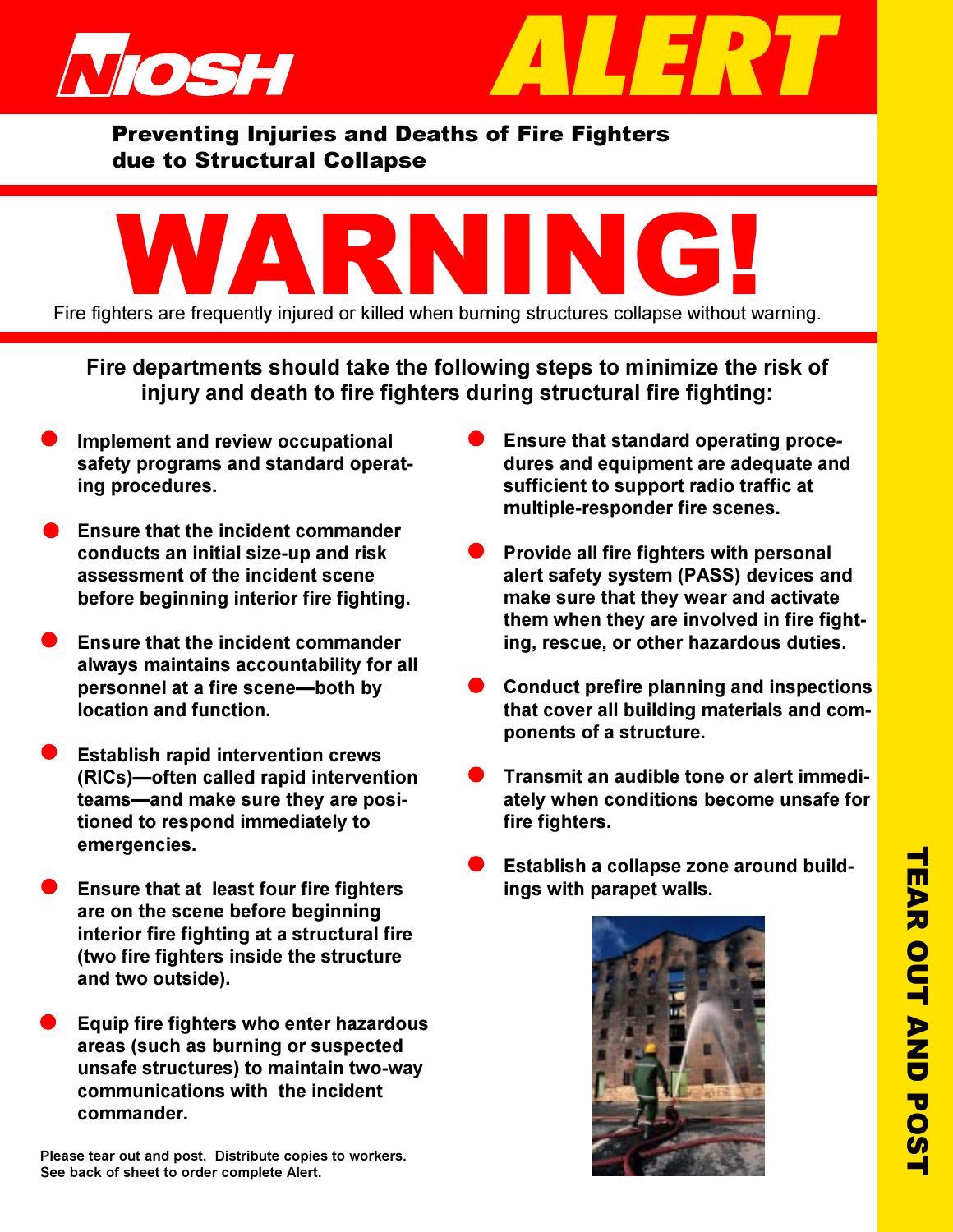# NIOSH ALERT

## Preventing Injuries and Deaths of Fire Fighters due to Structural Collapse

# WARNING!

Fire fighters are frequently injured or killed when burning structures collapse without warning.

**Fire departments should take the following steps to minimize the risk of injury and death to fire fighters during structural fire fighting:**

- **Implement and review occupational safety programs and standard operating procedures.**
- **Ensure that the incident commander conducts an initial size-up and risk assessment of the incident scene before beginning interior fire fighting.**
- **Ensure that the incident commander always maintains accountability for all personnel at a fire scene—both by location and function.**
- **Establish rapid intervention crews (RICs)—often called rapid intervention teams—and make sure they are positioned to respond immediately to emergencies.**
- **Ensure that at least four fire fighters are on the scene before beginning interior fire fighting at a structural fire (two fire fighters inside the structure and two outside).**
- **Equip fire fighters who enter hazardous areas (such as burning or suspected unsafe structures) to maintain two-way communications with the incident commander.**
- **Ensure that standard operating procedures and equipment are adequate and sufficient to support radio traffic at multiple-responder fire scenes.**
- **Provide all fire fighters with personal alert safety system (PASS) devices and make sure that they wear and activate them when they are involved in fire fighting, rescue, or other hazardous duties.**
- **Conduct prefire planning and inspections that cover all building materials and components of a structure.**
- **Transmit an audible tone or alert immediately when conditions become unsafe for fire fighters.**
- **Establish a collapse zone around buildings with parapet walls.**

**Please tear out and post. Distribute copies to workers.**
**See back of sheet to order complete Alert.**

**TEAR OUT AND POST**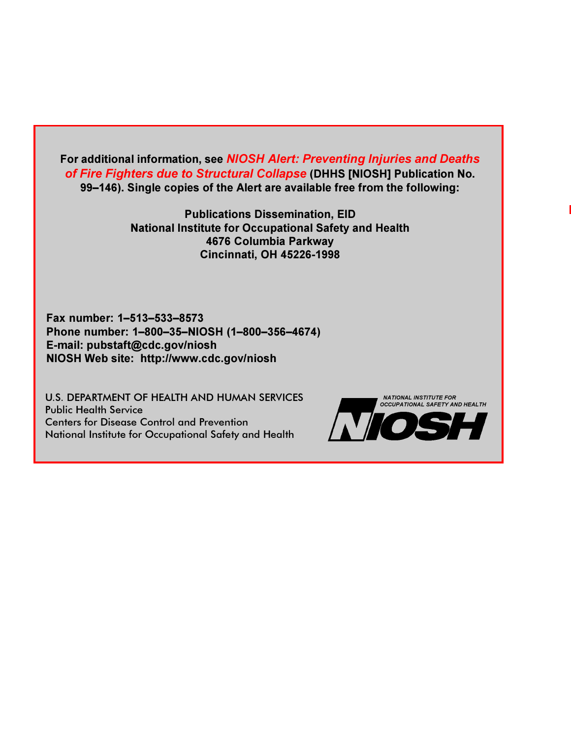**For additional information, see *NIOSH Alert: Preventing Injuries and Deaths of Fire Fighters due to Structural Collapse* (DHHS [NIOSH] Publication No. 99–146). Single copies of the Alert are available free from the following:**

**Publications Dissemination, EID**
**National Institute for Occupational Safety and Health**
**4676 Columbia Parkway**
**Cincinnati, OH 45226-1998**

**Fax number: 1–513–533–8573**
**Phone number: 1–800–35–NIOSH (1–800–356–4674)**
**E-mail: pubstaft@cdc.gov/niosh**
**NIOSH Web site: http://www.cdc.gov/niosh**

U.S. DEPARTMENT OF HEALTH AND HUMAN SERVICES
Public Health Service
Centers for Disease Control and Prevention
National Institute for Occupational Safety and Health

NATIONAL INSTITUTE FOR OCCUPATIONAL SAFETY AND HEALTH
NIOSH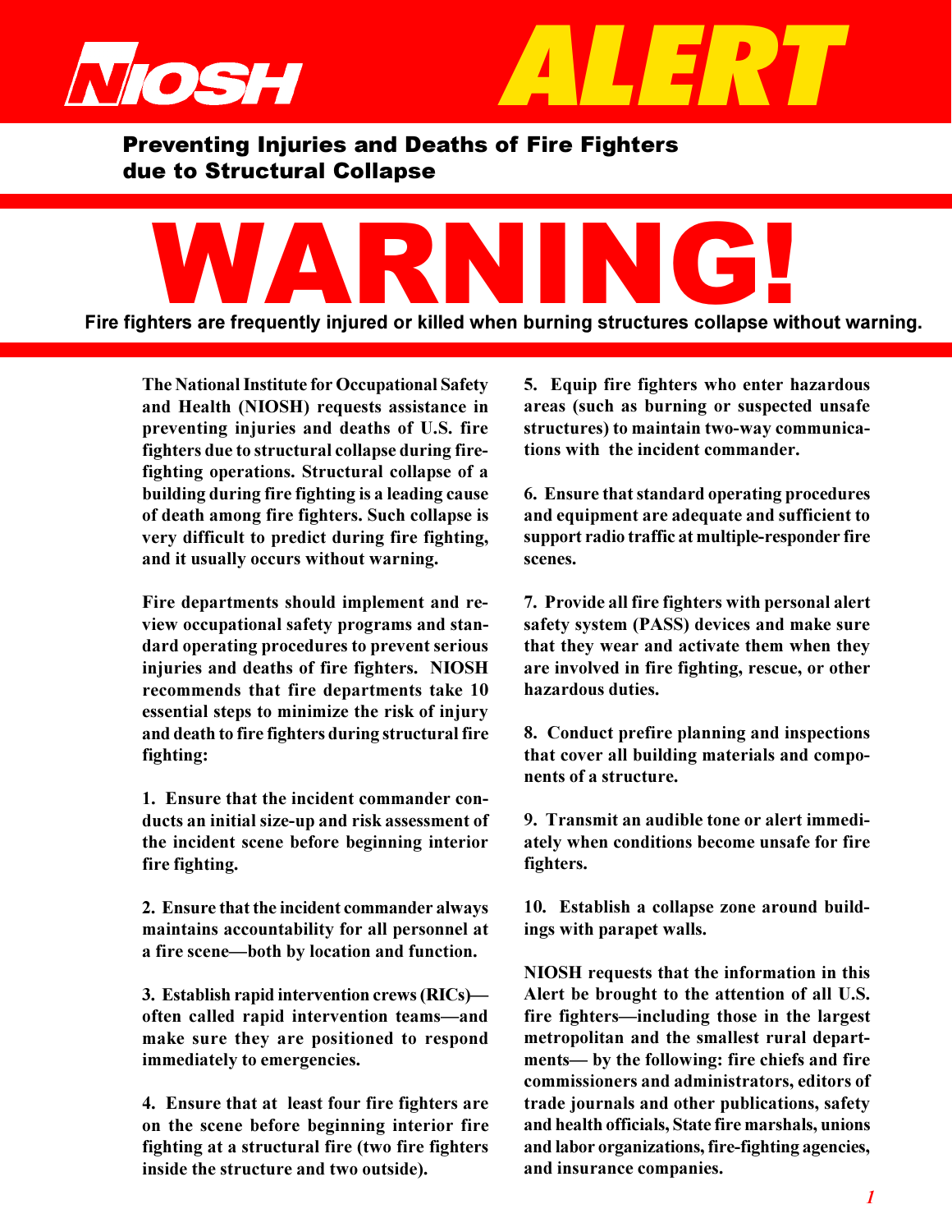# NIOSH ALERT

## Preventing Injuries and Deaths of Fire Fighters due to Structural Collapse

# WARNING!

**Fire fighters are frequently injured or killed when burning structures collapse without warning.**

**The National Institute for Occupational Safety and Health (NIOSH) requests assistance in preventing injuries and deaths of U.S. fire fighters due to structural collapse during fire-fighting operations. Structural collapse of a building during fire fighting is a leading cause of death among fire fighters. Such collapse is very difficult to predict during fire fighting, and it usually occurs without warning.**

**Fire departments should implement and review occupational safety programs and standard operating procedures to prevent serious injuries and deaths of fire fighters. NIOSH recommends that fire departments take 10 essential steps to minimize the risk of injury and death to fire fighters during structural fire fighting:**

**1. Ensure that the incident commander conducts an initial size-up and risk assessment of the incident scene before beginning interior fire fighting.**

**2. Ensure that the incident commander always maintains accountability for all personnel at a fire scene—both by location and function.**

**3. Establish rapid intervention crews (RICs)—often called rapid intervention teams—and make sure they are positioned to respond immediately to emergencies.**

**4. Ensure that at least four fire fighters are on the scene before beginning interior fire fighting at a structural fire (two fire fighters inside the structure and two outside).**

**5. Equip fire fighters who enter hazardous areas (such as burning or suspected unsafe structures) to maintain two-way communications with the incident commander.**

**6. Ensure that standard operating procedures and equipment are adequate and sufficient to support radio traffic at multiple-responder fire scenes.**

**7. Provide all fire fighters with personal alert safety system (PASS) devices and make sure that they wear and activate them when they are involved in fire fighting, rescue, or other hazardous duties.**

**8. Conduct prefire planning and inspections that cover all building materials and components of a structure.**

**9. Transmit an audible tone or alert immediately when conditions become unsafe for fire fighters.**

**10. Establish a collapse zone around buildings with parapet walls.**

**NIOSH requests that the information in this Alert be brought to the attention of all U.S. fire fighters—including those in the largest metropolitan and the smallest rural departments— by the following: fire chiefs and fire commissioners and administrators, editors of trade journals and other publications, safety and health officials, State fire marshals, unions and labor organizations, fire-fighting agencies, and insurance companies.**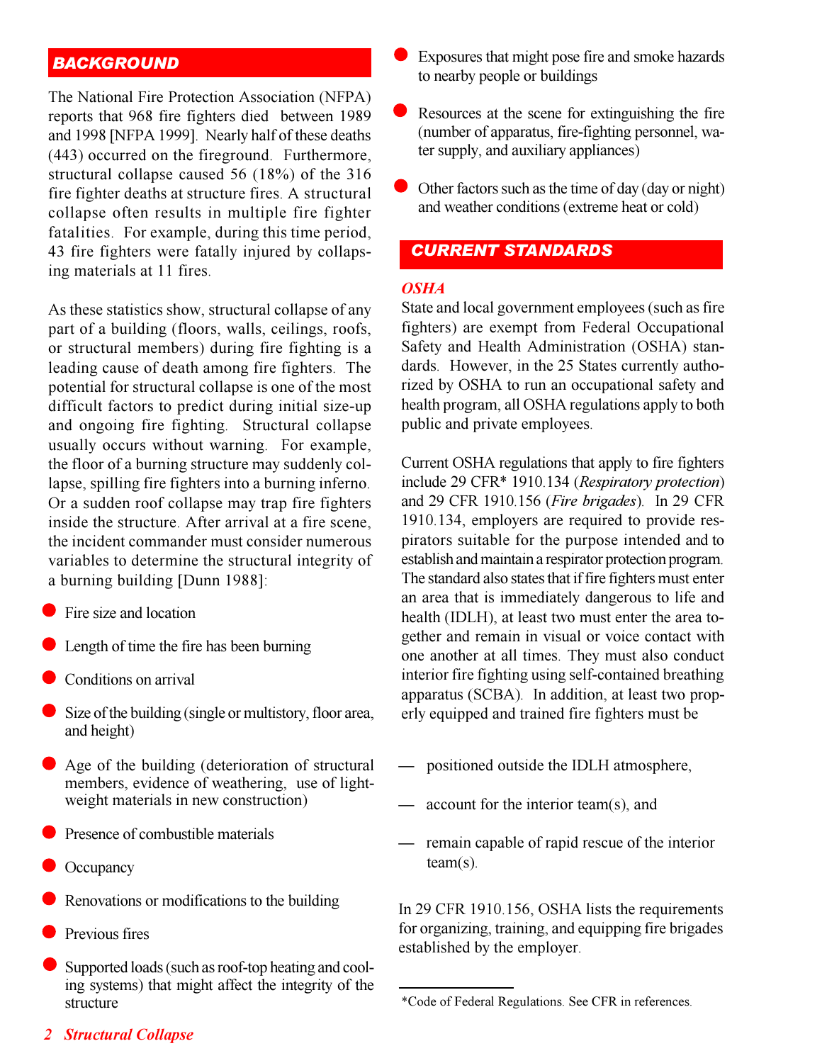## BACKGROUND

The National Fire Protection Association (NFPA) reports that 968 fire fighters died between 1989 and 1998 [NFPA 1999]. Nearly half of these deaths (443) occurred on the fireground. Furthermore, structural collapse caused 56 (18%) of the 316 fire fighter deaths at structure fires. A structural collapse often results in multiple fire fighter fatalities. For example, during this time period, 43 fire fighters were fatally injured by collapsing materials at 11 fires.

As these statistics show, structural collapse of any part of a building (floors, walls, ceilings, roofs, or structural members) during fire fighting is a leading cause of death among fire fighters. The potential for structural collapse is one of the most difficult factors to predict during initial size-up and ongoing fire fighting. Structural collapse usually occurs without warning. For example, the floor of a burning structure may suddenly collapse, spilling fire fighters into a burning inferno. Or a sudden roof collapse may trap fire fighters inside the structure. After arrival at a fire scene, the incident commander must consider numerous variables to determine the structural integrity of a burning building [Dunn 1988]:

- Fire size and location
- Length of time the fire has been burning
- Conditions on arrival
- Size of the building (single or multistory, floor area, and height)
- Age of the building (deterioration of structural members, evidence of weathering, use of lightweight materials in new construction)
- Presence of combustible materials
- Occupancy
- Renovations or modifications to the building
- Previous fires
- Supported loads (such as roof-top heating and cooling systems) that might affect the integrity of the structure
- Exposures that might pose fire and smoke hazards to nearby people or buildings
- Resources at the scene for extinguishing the fire (number of apparatus, fire-fighting personnel, water supply, and auxiliary appliances)
- Other factors such as the time of day (day or night) and weather conditions (extreme heat or cold)

## CURRENT STANDARDS

### *OSHA*

State and local government employees (such as fire fighters) are exempt from Federal Occupational Safety and Health Administration (OSHA) standards. However, in the 25 States currently authorized by OSHA to run an occupational safety and health program, all OSHA regulations apply to both public and private employees.

Current OSHA regulations that apply to fire fighters include 29 CFR* 1910.134 (*Respiratory protection*) and 29 CFR 1910.156 (*Fire brigades*). In 29 CFR 1910.134, employers are required to provide respirators suitable for the purpose intended and to establish and maintain a respirator protection program. The standard also states that if fire fighters must enter an area that is immediately dangerous to life and health (IDLH), at least two must enter the area together and remain in visual or voice contact with one another at all times. They must also conduct interior fire fighting using self-contained breathing apparatus (SCBA). In addition, at least two properly equipped and trained fire fighters must be

— positioned outside the IDLH atmosphere,

— account for the interior team(s), and

— remain capable of rapid rescue of the interior team(s).

In 29 CFR 1910.156, OSHA lists the requirements for organizing, training, and equipping fire brigades established by the employer.

*Code of Federal Regulations. See CFR in references.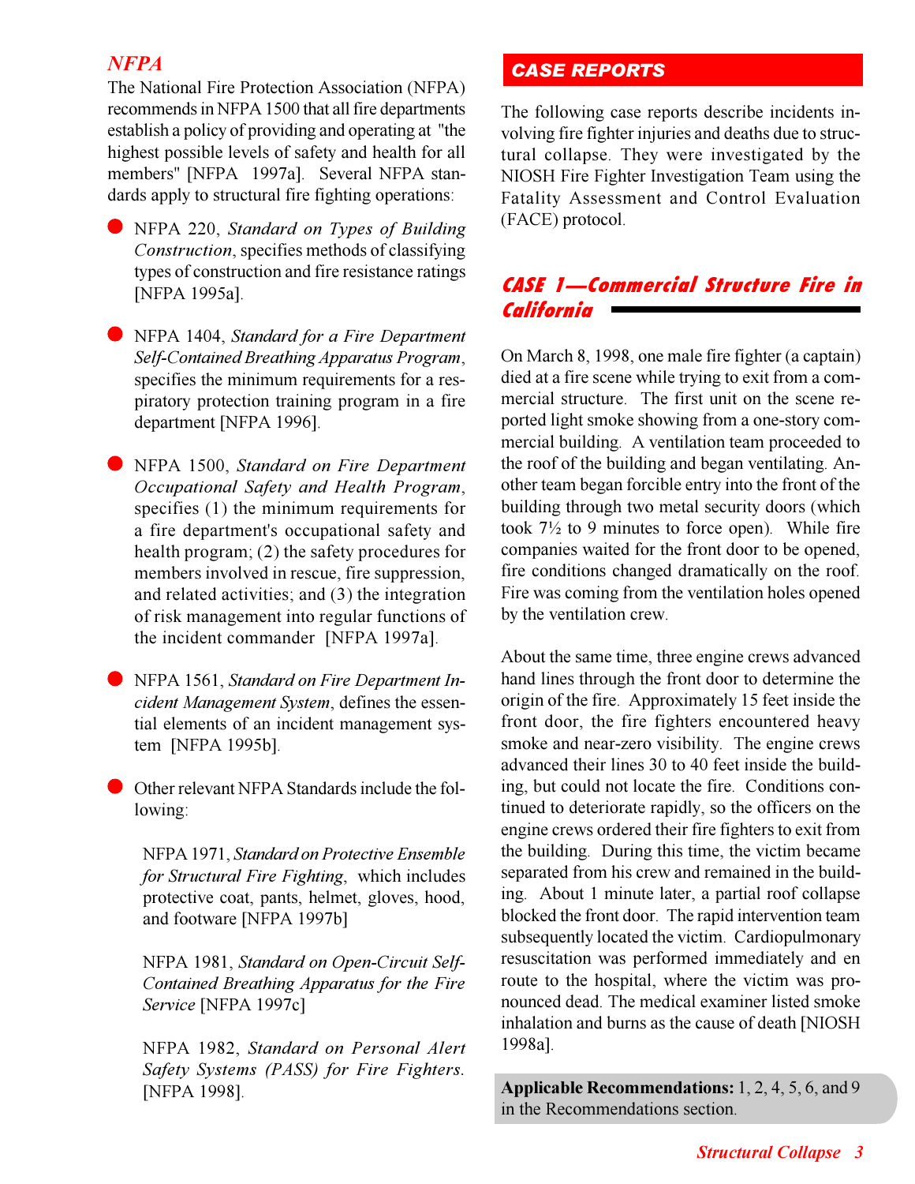## NFPA

The National Fire Protection Association (NFPA) recommends in NFPA 1500 that all fire departments establish a policy of providing and operating at "the highest possible levels of safety and health for all members" [NFPA 1997a]. Several NFPA standards apply to structural fire fighting operations:

- NFPA 220, *Standard on Types of Building Construction*, specifies methods of classifying types of construction and fire resistance ratings [NFPA 1995a].
- NFPA 1404, *Standard for a Fire Department Self-Contained Breathing Apparatus Program*, specifies the minimum requirements for a respiratory protection training program in a fire department [NFPA 1996].
- NFPA 1500, *Standard on Fire Department Occupational Safety and Health Program*, specifies (1) the minimum requirements for a fire department's occupational safety and health program; (2) the safety procedures for members involved in rescue, fire suppression, and related activities; and (3) the integration of risk management into regular functions of the incident commander [NFPA 1997a].
- NFPA 1561, *Standard on Fire Department Incident Management System*, defines the essential elements of an incident management system [NFPA 1995b].
- Other relevant NFPA Standards include the following:

  NFPA 1971, *Standard on Protective Ensemble for Structural Fire Fighting*, which includes protective coat, pants, helmet, gloves, hood, and footware [NFPA 1997b]

  NFPA 1981, *Standard on Open-Circuit Self-Contained Breathing Apparatus for the Fire Service* [NFPA 1997c]

  NFPA 1982, *Standard on Personal Alert Safety Systems (PASS) for Fire Fighters*. [NFPA 1998].

## CASE REPORTS

The following case reports describe incidents involving fire fighter injuries and deaths due to structural collapse. They were investigated by the NIOSH Fire Fighter Investigation Team using the Fatality Assessment and Control Evaluation (FACE) protocol.

### CASE 1—Commercial Structure Fire in California

On March 8, 1998, one male fire fighter (a captain) died at a fire scene while trying to exit from a commercial structure. The first unit on the scene reported light smoke showing from a one-story commercial building. A ventilation team proceeded to the roof of the building and began ventilating. Another team began forcible entry into the front of the building through two metal security doors (which took 7½ to 9 minutes to force open). While fire companies waited for the front door to be opened, fire conditions changed dramatically on the roof. Fire was coming from the ventilation holes opened by the ventilation crew.

About the same time, three engine crews advanced hand lines through the front door to determine the origin of the fire. Approximately 15 feet inside the front door, the fire fighters encountered heavy smoke and near-zero visibility. The engine crews advanced their lines 30 to 40 feet inside the building, but could not locate the fire. Conditions continued to deteriorate rapidly, so the officers on the engine crews ordered their fire fighters to exit from the building. During this time, the victim became separated from his crew and remained in the building. About 1 minute later, a partial roof collapse blocked the front door. The rapid intervention team subsequently located the victim. Cardiopulmonary resuscitation was performed immediately and en route to the hospital, where the victim was pronounced dead. The medical examiner listed smoke inhalation and burns as the cause of death [NIOSH 1998a].

**Applicable Recommendations:** 1, 2, 4, 5, 6, and 9 in the Recommendations section.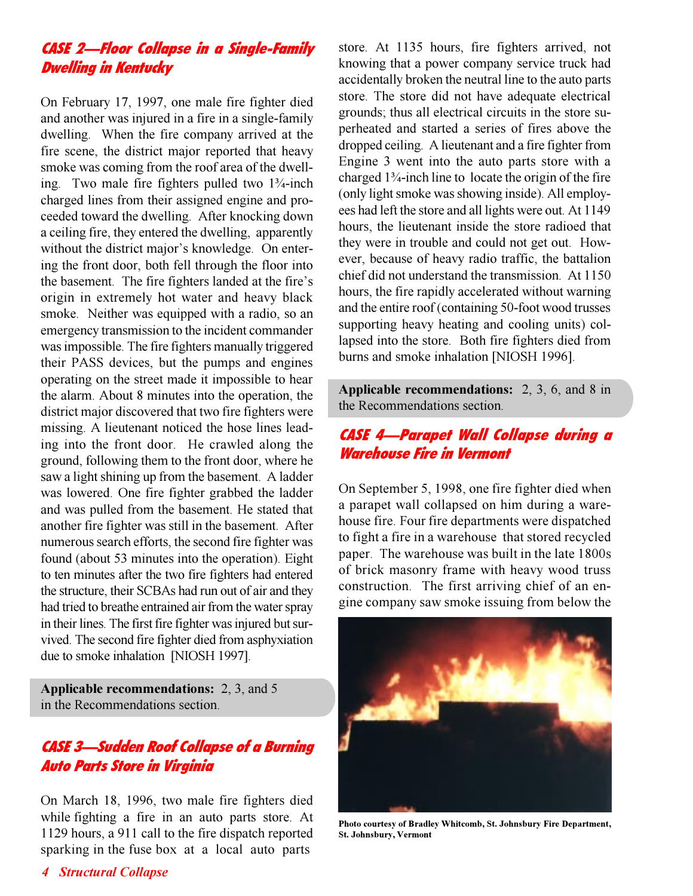## CASE 2—Floor Collapse in a Single-Family Dwelling in Kentucky

On February 17, 1997, one male fire fighter died and another was injured in a fire in a single-family dwelling. When the fire company arrived at the fire scene, the district major reported that heavy smoke was coming from the roof area of the dwelling. Two male fire fighters pulled two 1¾-inch charged lines from their assigned engine and proceeded toward the dwelling. After knocking down a ceiling fire, they entered the dwelling, apparently without the district major's knowledge. On entering the front door, both fell through the floor into the basement. The fire fighters landed at the fire's origin in extremely hot water and heavy black smoke. Neither was equipped with a radio, so an emergency transmission to the incident commander was impossible. The fire fighters manually triggered their PASS devices, but the pumps and engines operating on the street made it impossible to hear the alarm. About 8 minutes into the operation, the district major discovered that two fire fighters were missing. A lieutenant noticed the hose lines leading into the front door. He crawled along the ground, following them to the front door, where he saw a light shining up from the basement. A ladder was lowered. One fire fighter grabbed the ladder and was pulled from the basement. He stated that another fire fighter was still in the basement. After numerous search efforts, the second fire fighter was found (about 53 minutes into the operation). Eight to ten minutes after the two fire fighters had entered the structure, their SCBAs had run out of air and they had tried to breathe entrained air from the water spray in their lines. The first fire fighter was injured but survived. The second fire fighter died from asphyxiation due to smoke inhalation [NIOSH 1997].

**Applicable recommendations:** 2, 3, and 5 in the Recommendations section.

## CASE 3—Sudden Roof Collapse of a Burning Auto Parts Store in Virginia

On March 18, 1996, two male fire fighters died while fighting a fire in an auto parts store. At 1129 hours, a 911 call to the fire dispatch reported sparking in the fuse box at a local auto parts store. At 1135 hours, fire fighters arrived, not knowing that a power company service truck had accidentally broken the neutral line to the auto parts store. The store did not have adequate electrical grounds; thus all electrical circuits in the store superheated and started a series of fires above the dropped ceiling. A lieutenant and a fire fighter from Engine 3 went into the auto parts store with a charged 1¾-inch line to locate the origin of the fire (only light smoke was showing inside). All employees had left the store and all lights were out. At 1149 hours, the lieutenant inside the store radioed that they were in trouble and could not get out. However, because of heavy radio traffic, the battalion chief did not understand the transmission. At 1150 hours, the fire rapidly accelerated without warning and the entire roof (containing 50-foot wood trusses supporting heavy heating and cooling units) collapsed into the store. Both fire fighters died from burns and smoke inhalation [NIOSH 1996].

**Applicable recommendations:** 2, 3, 6, and 8 in the Recommendations section.

## CASE 4—Parapet Wall Collapse during a Warehouse Fire in Vermont

On September 5, 1998, one fire fighter died when a parapet wall collapsed on him during a warehouse fire. Four fire departments were dispatched to fight a fire in a warehouse that stored recycled paper. The warehouse was built in the late 1800s of brick masonry frame with heavy wood truss construction. The first arriving chief of an engine company saw smoke issuing from below the

**Photo courtesy of Bradley Whitcomb, St. Johnsbury Fire Department, St. Johnsbury, Vermont**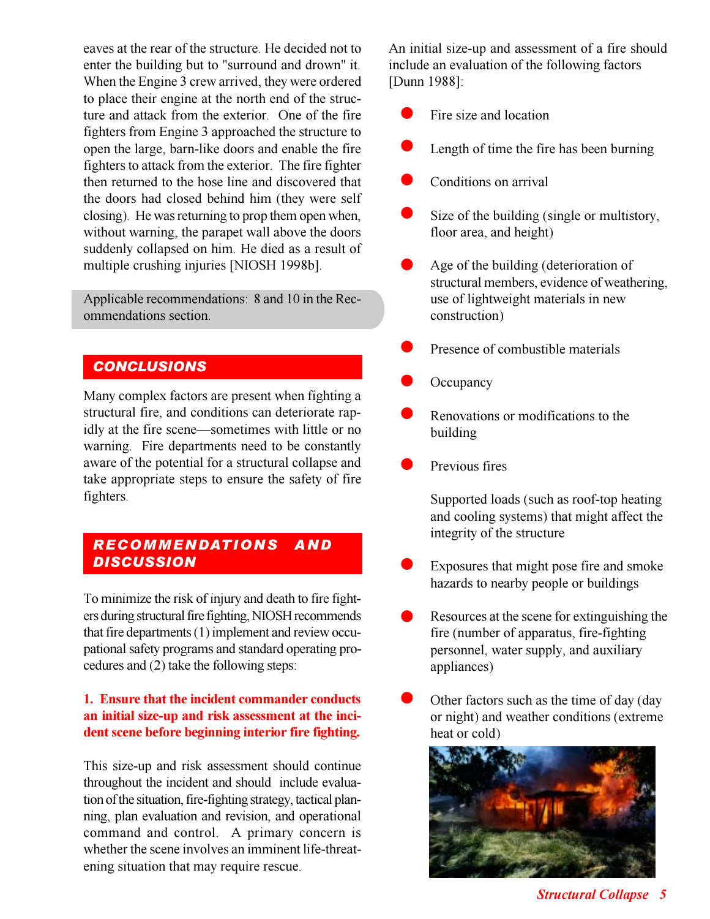eaves at the rear of the structure. He decided not to enter the building but to "surround and drown" it. When the Engine 3 crew arrived, they were ordered to place their engine at the north end of the structure and attack from the exterior. One of the fire fighters from Engine 3 approached the structure to open the large, barn-like doors and enable the fire fighters to attack from the exterior. The fire fighter then returned to the hose line and discovered that the doors had closed behind him (they were self closing). He was returning to prop them open when, without warning, the parapet wall above the doors suddenly collapsed on him. He died as a result of multiple crushing injuries [NIOSH 1998b].

Applicable recommendations: 8 and 10 in the Recommendations section.

## CONCLUSIONS

Many complex factors are present when fighting a structural fire, and conditions can deteriorate rapidly at the fire scene—sometimes with little or no warning. Fire departments need to be constantly aware of the potential for a structural collapse and take appropriate steps to ensure the safety of fire fighters.

## RECOMMENDATIONS AND DISCUSSION

To minimize the risk of injury and death to fire fighters during structural fire fighting, NIOSH recommends that fire departments (1) implement and review occupational safety programs and standard operating procedures and (2) take the following steps:

### 1. Ensure that the incident commander conducts an initial size-up and risk assessment at the incident scene before beginning interior fire fighting.

This size-up and risk assessment should continue throughout the incident and should include evaluation of the situation, fire-fighting strategy, tactical planning, plan evaluation and revision, and operational command and control. A primary concern is whether the scene involves an imminent life-threatening situation that may require rescue.

An initial size-up and assessment of a fire should include an evaluation of the following factors [Dunn 1988]:

- Fire size and location
- Length of time the fire has been burning
- Conditions on arrival
- Size of the building (single or multistory, floor area, and height)
- Age of the building (deterioration of structural members, evidence of weathering, use of lightweight materials in new construction)
- Presence of combustible materials
- Occupancy
- Renovations or modifications to the building
- Previous fires
- Supported loads (such as roof-top heating and cooling systems) that might affect the integrity of the structure
- Exposures that might pose fire and smoke hazards to nearby people or buildings
- Resources at the scene for extinguishing the fire (number of apparatus, fire-fighting personnel, water supply, and auxiliary appliances)
- Other factors such as the time of day (day or night) and weather conditions (extreme heat or cold)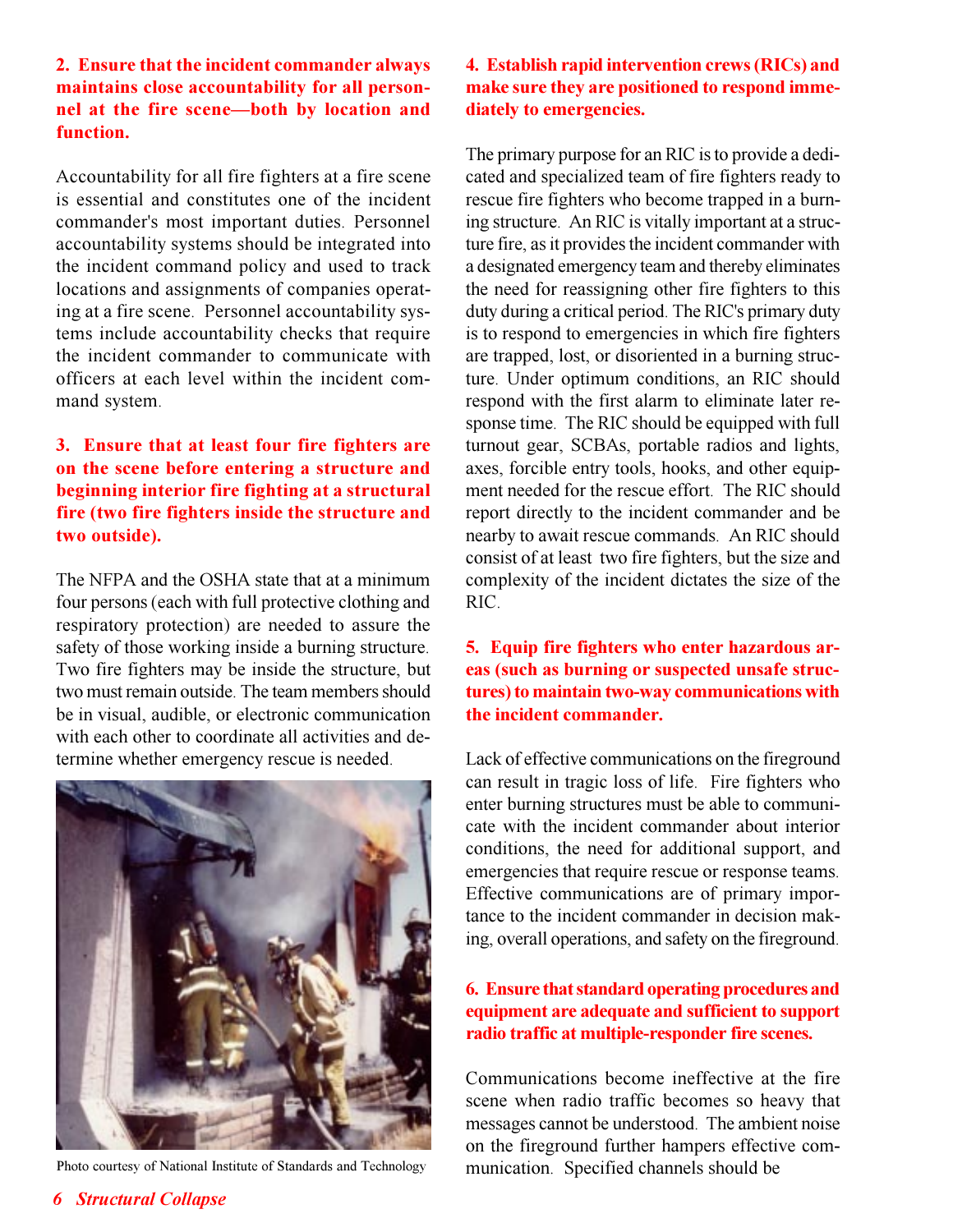**2. Ensure that the incident commander always maintains close accountability for all personnel at the fire scene—both by location and function.**

Accountability for all fire fighters at a fire scene is essential and constitutes one of the incident commander's most important duties. Personnel accountability systems should be integrated into the incident command policy and used to track locations and assignments of companies operating at a fire scene. Personnel accountability systems include accountability checks that require the incident commander to communicate with officers at each level within the incident command system.

**3. Ensure that at least four fire fighters are on the scene before entering a structure and beginning interior fire fighting at a structural fire (two fire fighters inside the structure and two outside).**

The NFPA and the OSHA state that at a minimum four persons (each with full protective clothing and respiratory protection) are needed to assure the safety of those working inside a burning structure. Two fire fighters may be inside the structure, but two must remain outside. The team members should be in visual, audible, or electronic communication with each other to coordinate all activities and determine whether emergency rescue is needed.

Photo courtesy of National Institute of Standards and Technology

**4. Establish rapid intervention crews (RICs) and make sure they are positioned to respond immediately to emergencies.**

The primary purpose for an RIC is to provide a dedicated and specialized team of fire fighters ready to rescue fire fighters who become trapped in a burning structure. An RIC is vitally important at a structure fire, as it provides the incident commander with a designated emergency team and thereby eliminates the need for reassigning other fire fighters to this duty during a critical period. The RIC's primary duty is to respond to emergencies in which fire fighters are trapped, lost, or disoriented in a burning structure. Under optimum conditions, an RIC should respond with the first alarm to eliminate later response time. The RIC should be equipped with full turnout gear, SCBAs, portable radios and lights, axes, forcible entry tools, hooks, and other equipment needed for the rescue effort. The RIC should report directly to the incident commander and be nearby to await rescue commands. An RIC should consist of at least two fire fighters, but the size and complexity of the incident dictates the size of the RIC.

**5. Equip fire fighters who enter hazardous areas (such as burning or suspected unsafe structures) to maintain two-way communications with the incident commander.**

Lack of effective communications on the fireground can result in tragic loss of life. Fire fighters who enter burning structures must be able to communicate with the incident commander about interior conditions, the need for additional support, and emergencies that require rescue or response teams. Effective communications are of primary importance to the incident commander in decision making, overall operations, and safety on the fireground.

**6. Ensure that standard operating procedures and equipment are adequate and sufficient to support radio traffic at multiple-responder fire scenes.**

Communications become ineffective at the fire scene when radio traffic becomes so heavy that messages cannot be understood. The ambient noise on the fireground further hampers effective communication. Specified channels should be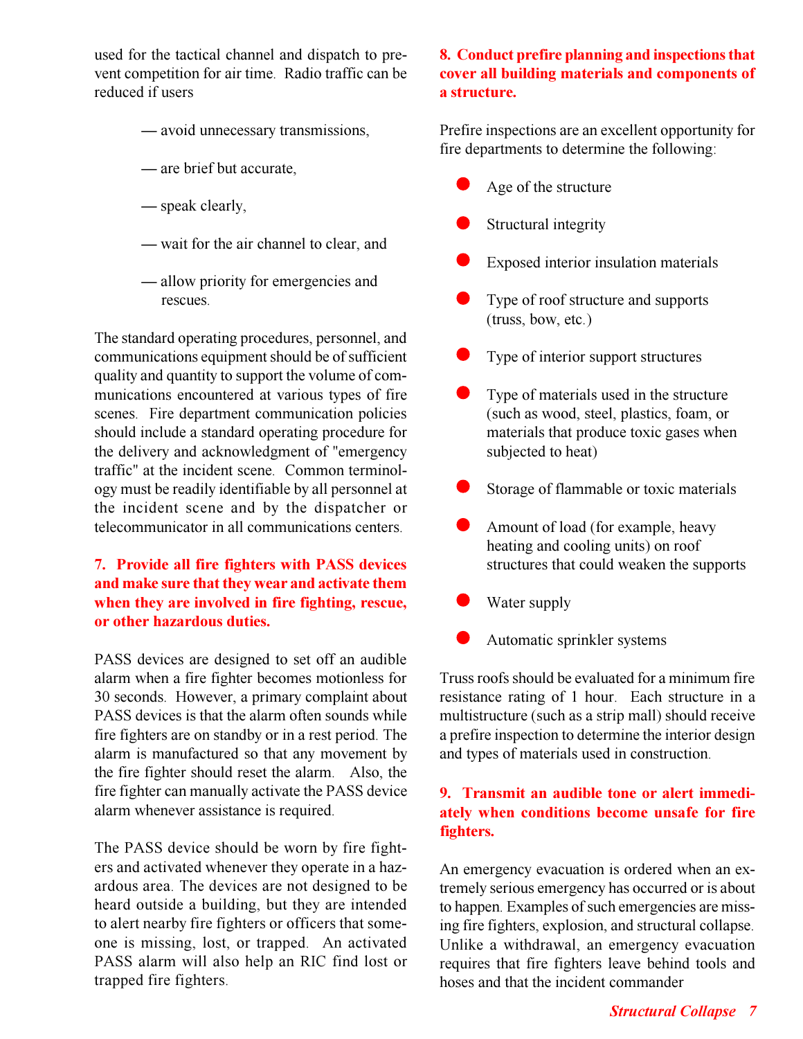used for the tactical channel and dispatch to prevent competition for air time. Radio traffic can be reduced if users

- — avoid unnecessary transmissions,
- — are brief but accurate,
- — speak clearly,
- — wait for the air channel to clear, and
- — allow priority for emergencies and rescues.

The standard operating procedures, personnel, and communications equipment should be of sufficient quality and quantity to support the volume of communications encountered at various types of fire scenes. Fire department communication policies should include a standard operating procedure for the delivery and acknowledgment of "emergency traffic" at the incident scene. Common terminology must be readily identifiable by all personnel at the incident scene and by the dispatcher or telecommunicator in all communications centers.

**7. Provide all fire fighters with PASS devices and make sure that they wear and activate them when they are involved in fire fighting, rescue, or other hazardous duties.**

PASS devices are designed to set off an audible alarm when a fire fighter becomes motionless for 30 seconds. However, a primary complaint about PASS devices is that the alarm often sounds while fire fighters are on standby or in a rest period. The alarm is manufactured so that any movement by the fire fighter should reset the alarm. Also, the fire fighter can manually activate the PASS device alarm whenever assistance is required.

The PASS device should be worn by fire fighters and activated whenever they operate in a hazardous area. The devices are not designed to be heard outside a building, but they are intended to alert nearby fire fighters or officers that someone is missing, lost, or trapped. An activated PASS alarm will also help an RIC find lost or trapped fire fighters.

**8. Conduct prefire planning and inspections that cover all building materials and components of a structure.**

Prefire inspections are an excellent opportunity for fire departments to determine the following:

- Age of the structure
- Structural integrity
- Exposed interior insulation materials
- Type of roof structure and supports (truss, bow, etc.)
- Type of interior support structures
- Type of materials used in the structure (such as wood, steel, plastics, foam, or materials that produce toxic gases when subjected to heat)
- Storage of flammable or toxic materials
- Amount of load (for example, heavy heating and cooling units) on roof structures that could weaken the supports
- Water supply
- Automatic sprinkler systems

Truss roofs should be evaluated for a minimum fire resistance rating of 1 hour. Each structure in a multistructure (such as a strip mall) should receive a prefire inspection to determine the interior design and types of materials used in construction.

**9. Transmit an audible tone or alert immediately when conditions become unsafe for fire fighters.**

An emergency evacuation is ordered when an extremely serious emergency has occurred or is about to happen. Examples of such emergencies are missing fire fighters, explosion, and structural collapse. Unlike a withdrawal, an emergency evacuation requires that fire fighters leave behind tools and hoses and that the incident commander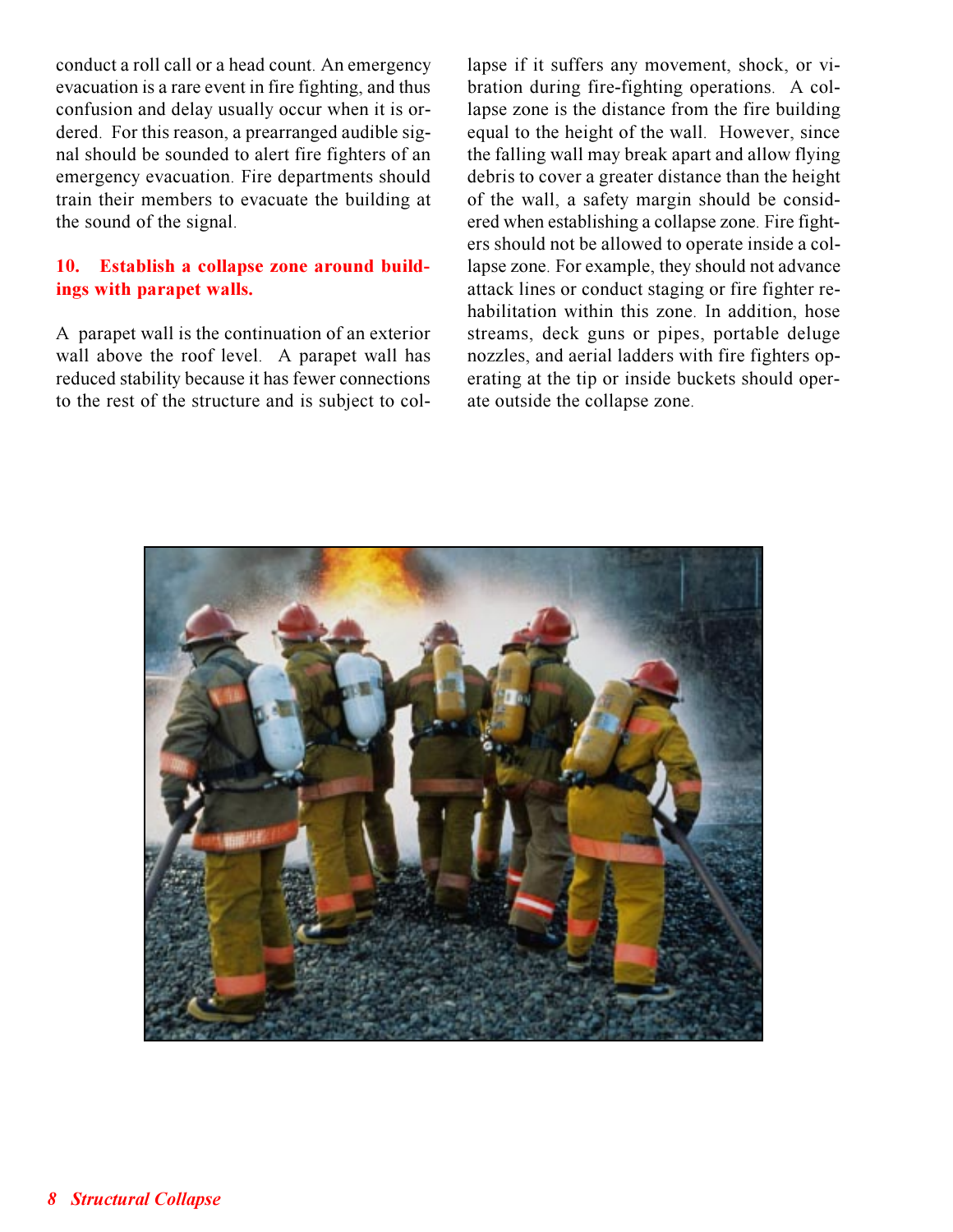conduct a roll call or a head count. An emergency evacuation is a rare event in fire fighting, and thus confusion and delay usually occur when it is ordered. For this reason, a prearranged audible signal should be sounded to alert fire fighters of an emergency evacuation. Fire departments should train their members to evacuate the building at the sound of the signal.

### 10. Establish a collapse zone around buildings with parapet walls.

A parapet wall is the continuation of an exterior wall above the roof level. A parapet wall has reduced stability because it has fewer connections to the rest of the structure and is subject to collapse if it suffers any movement, shock, or vibration during fire-fighting operations. A collapse zone is the distance from the fire building equal to the height of the wall. However, since the falling wall may break apart and allow flying debris to cover a greater distance than the height of the wall, a safety margin should be considered when establishing a collapse zone. Fire fighters should not be allowed to operate inside a collapse zone. For example, they should not advance attack lines or conduct staging or fire fighter rehabilitation within this zone. In addition, hose streams, deck guns or pipes, portable deluge nozzles, and aerial ladders with fire fighters operating at the tip or inside buckets should operate outside the collapse zone.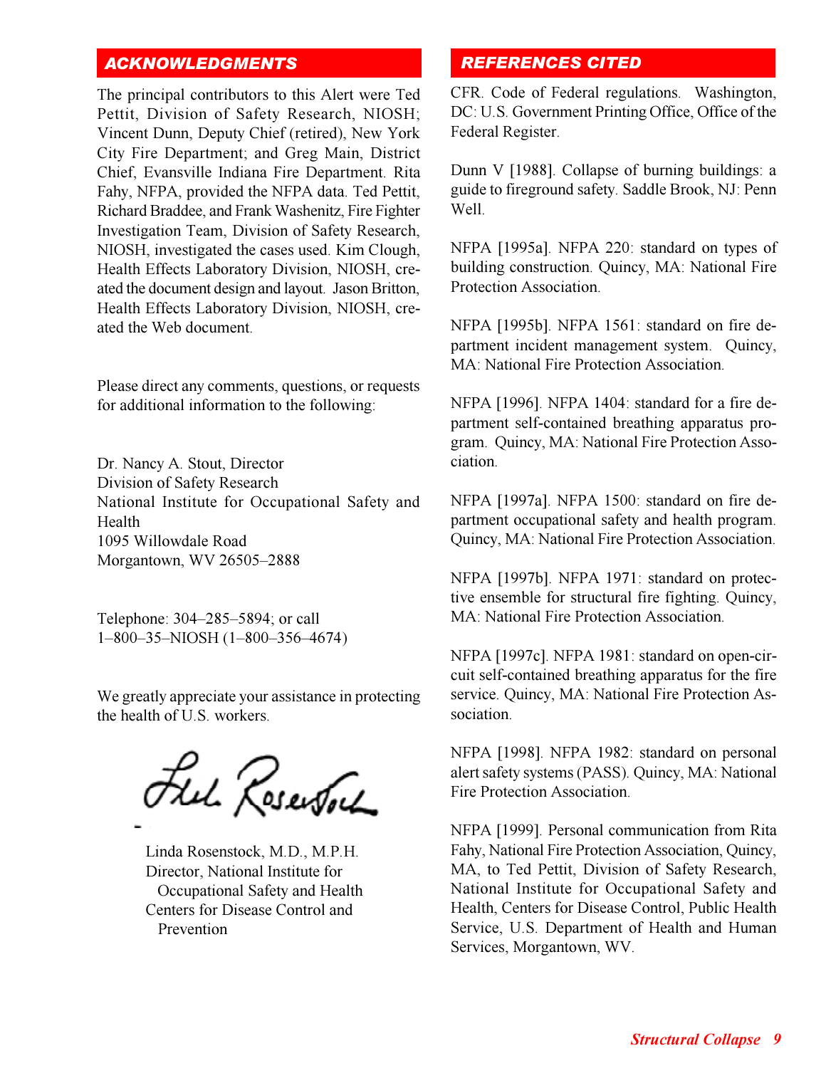## ACKNOWLEDGMENTS

The principal contributors to this Alert were Ted Pettit, Division of Safety Research, NIOSH; Vincent Dunn, Deputy Chief (retired), New York City Fire Department; and Greg Main, District Chief, Evansville Indiana Fire Department. Rita Fahy, NFPA, provided the NFPA data. Ted Pettit, Richard Braddee, and Frank Washenitz, Fire Fighter Investigation Team, Division of Safety Research, NIOSH, investigated the cases used. Kim Clough, Health Effects Laboratory Division, NIOSH, created the document design and layout. Jason Britton, Health Effects Laboratory Division, NIOSH, created the Web document.

Please direct any comments, questions, or requests for additional information to the following:

Dr. Nancy A. Stout, Director
Division of Safety Research
National Institute for Occupational Safety and Health
1095 Willowdale Road
Morgantown, WV 26505–2888

Telephone: 304–285–5894; or call
1–800–35–NIOSH (1–800–356–4674)

We greatly appreciate your assistance in protecting the health of U.S. workers.

Linda Rosenstock, M.D., M.P.H.
Director, National Institute for Occupational Safety and Health
Centers for Disease Control and Prevention

## REFERENCES CITED

CFR. Code of Federal regulations. Washington, DC: U.S. Government Printing Office, Office of the Federal Register.

Dunn V [1988]. Collapse of burning buildings: a guide to fireground safety. Saddle Brook, NJ: Penn Well.

NFPA [1995a]. NFPA 220: standard on types of building construction. Quincy, MA: National Fire Protection Association.

NFPA [1995b]. NFPA 1561: standard on fire department incident management system. Quincy, MA: National Fire Protection Association.

NFPA [1996]. NFPA 1404: standard for a fire department self-contained breathing apparatus program. Quincy, MA: National Fire Protection Association.

NFPA [1997a]. NFPA 1500: standard on fire department occupational safety and health program. Quincy, MA: National Fire Protection Association.

NFPA [1997b]. NFPA 1971: standard on protective ensemble for structural fire fighting. Quincy, MA: National Fire Protection Association.

NFPA [1997c]. NFPA 1981: standard on open-circuit self-contained breathing apparatus for the fire service. Quincy, MA: National Fire Protection Association.

NFPA [1998]. NFPA 1982: standard on personal alert safety systems (PASS). Quincy, MA: National Fire Protection Association.

NFPA [1999]. Personal communication from Rita Fahy, National Fire Protection Association, Quincy, MA, to Ted Pettit, Division of Safety Research, National Institute for Occupational Safety and Health, Centers for Disease Control, Public Health Service, U.S. Department of Health and Human Services, Morgantown, WV.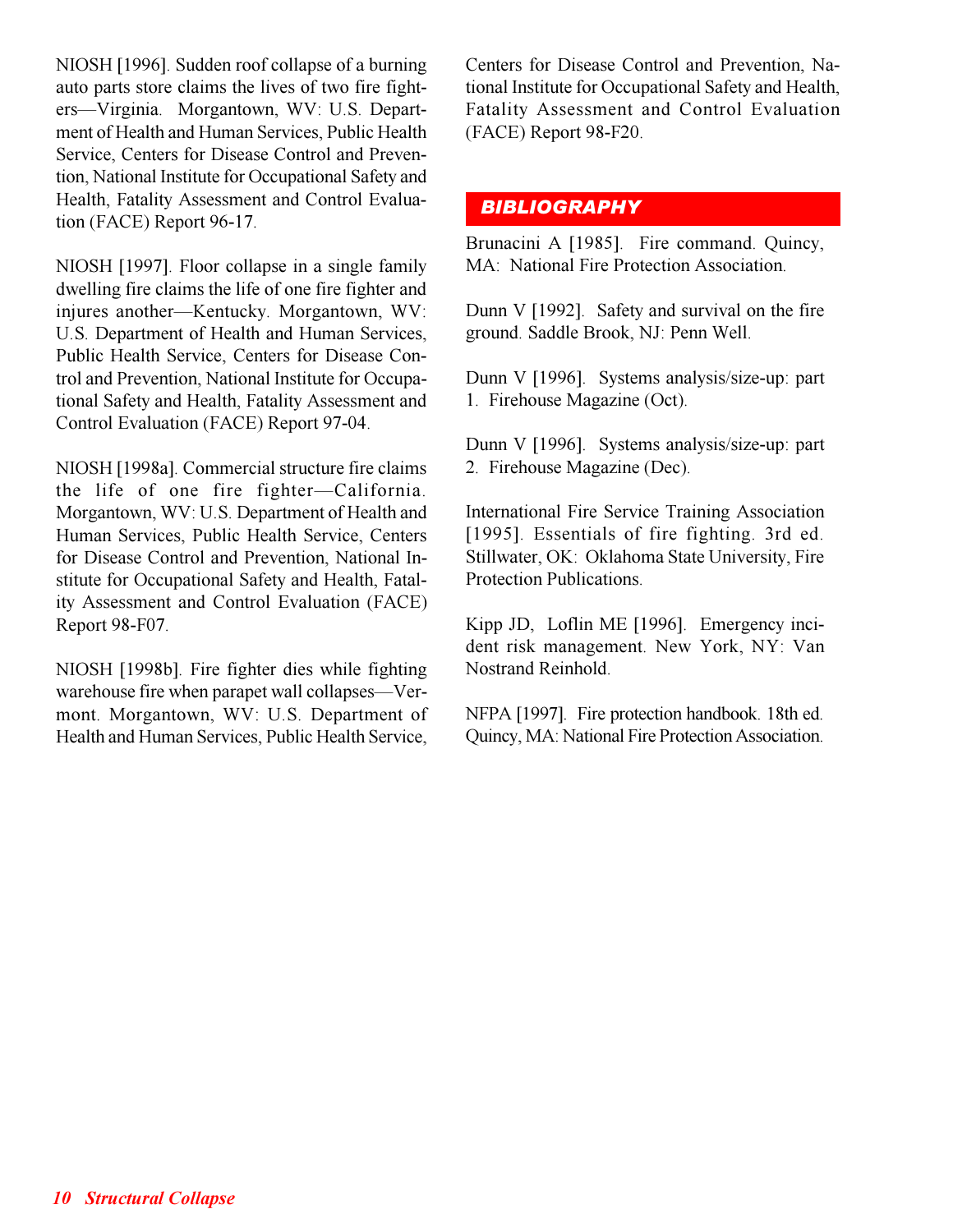NIOSH [1996]. Sudden roof collapse of a burning auto parts store claims the lives of two fire fighters—Virginia. Morgantown, WV: U.S. Department of Health and Human Services, Public Health Service, Centers for Disease Control and Prevention, National Institute for Occupational Safety and Health, Fatality Assessment and Control Evaluation (FACE) Report 96-17.

NIOSH [1997]. Floor collapse in a single family dwelling fire claims the life of one fire fighter and injures another—Kentucky. Morgantown, WV: U.S. Department of Health and Human Services, Public Health Service, Centers for Disease Control and Prevention, National Institute for Occupational Safety and Health, Fatality Assessment and Control Evaluation (FACE) Report 97-04.

NIOSH [1998a]. Commercial structure fire claims the life of one fire fighter—California. Morgantown, WV: U.S. Department of Health and Human Services, Public Health Service, Centers for Disease Control and Prevention, National Institute for Occupational Safety and Health, Fatality Assessment and Control Evaluation (FACE) Report 98-F07.

NIOSH [1998b]. Fire fighter dies while fighting warehouse fire when parapet wall collapses—Vermont. Morgantown, WV: U.S. Department of Health and Human Services, Public Health Service, Centers for Disease Control and Prevention, National Institute for Occupational Safety and Health, Fatality Assessment and Control Evaluation (FACE) Report 98-F20.

## BIBLIOGRAPHY

Brunacini A [1985]. Fire command. Quincy, MA: National Fire Protection Association.

Dunn V [1992]. Safety and survival on the fire ground. Saddle Brook, NJ: Penn Well.

Dunn V [1996]. Systems analysis/size-up: part 1. Firehouse Magazine (Oct).

Dunn V [1996]. Systems analysis/size-up: part 2. Firehouse Magazine (Dec).

International Fire Service Training Association [1995]. Essentials of fire fighting. 3rd ed. Stillwater, OK: Oklahoma State University, Fire Protection Publications.

Kipp JD, Loflin ME [1996]. Emergency incident risk management. New York, NY: Van Nostrand Reinhold.

NFPA [1997]. Fire protection handbook. 18th ed. Quincy, MA: National Fire Protection Association.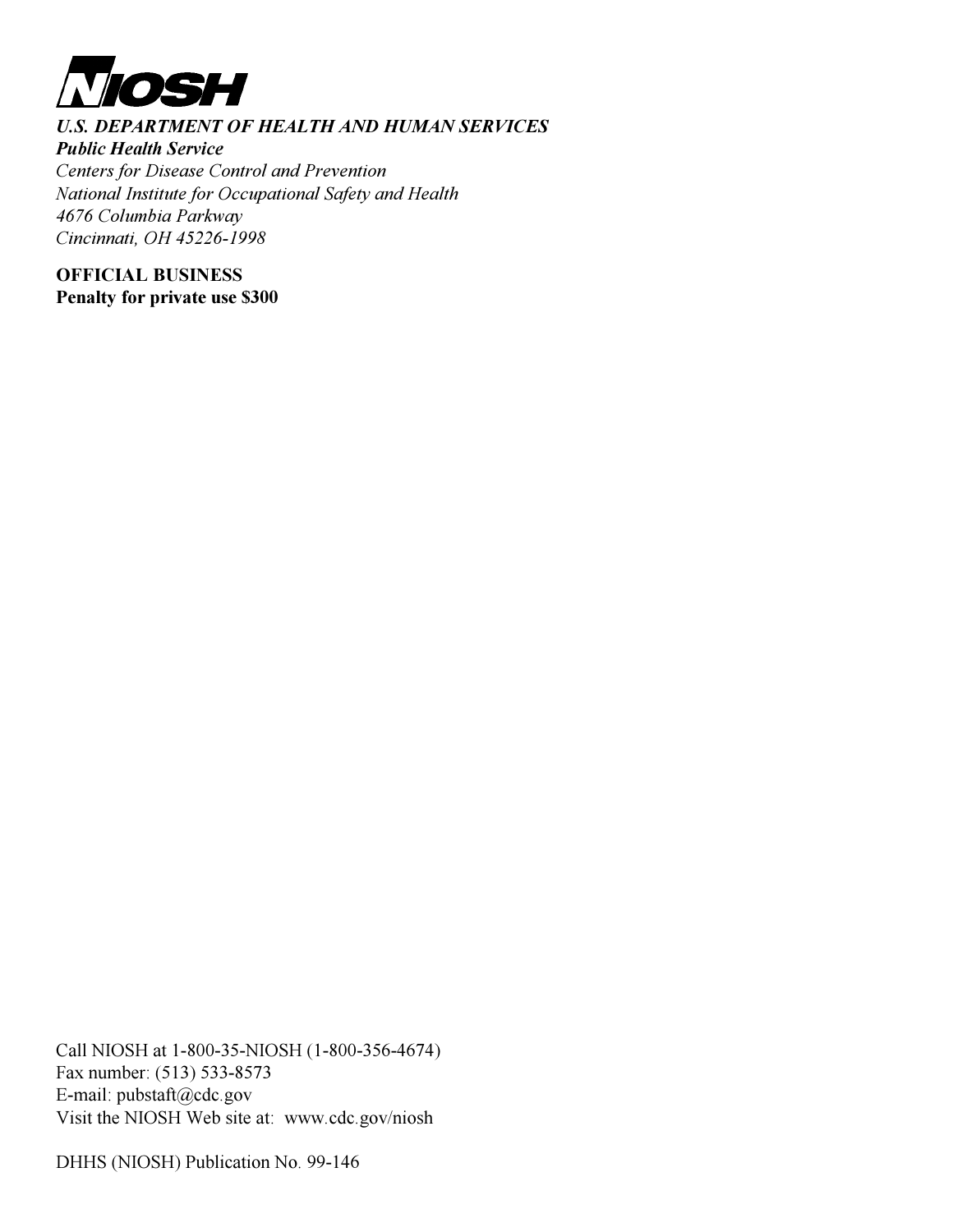**NIOSH**

***U.S. DEPARTMENT OF HEALTH AND HUMAN SERVICES***
***Public Health Service***
*Centers for Disease Control and Prevention*
*National Institute for Occupational Safety and Health*
*4676 Columbia Parkway*
*Cincinnati, OH 45226-1998*

**OFFICIAL BUSINESS**
**Penalty for private use $300**

Call NIOSH at 1-800-35-NIOSH (1-800-356-4674)
Fax number: (513) 533-8573
E-mail: pubstaft@cdc.gov
Visit the NIOSH Web site at: www.cdc.gov/niosh

DHHS (NIOSH) Publication No. 99-146